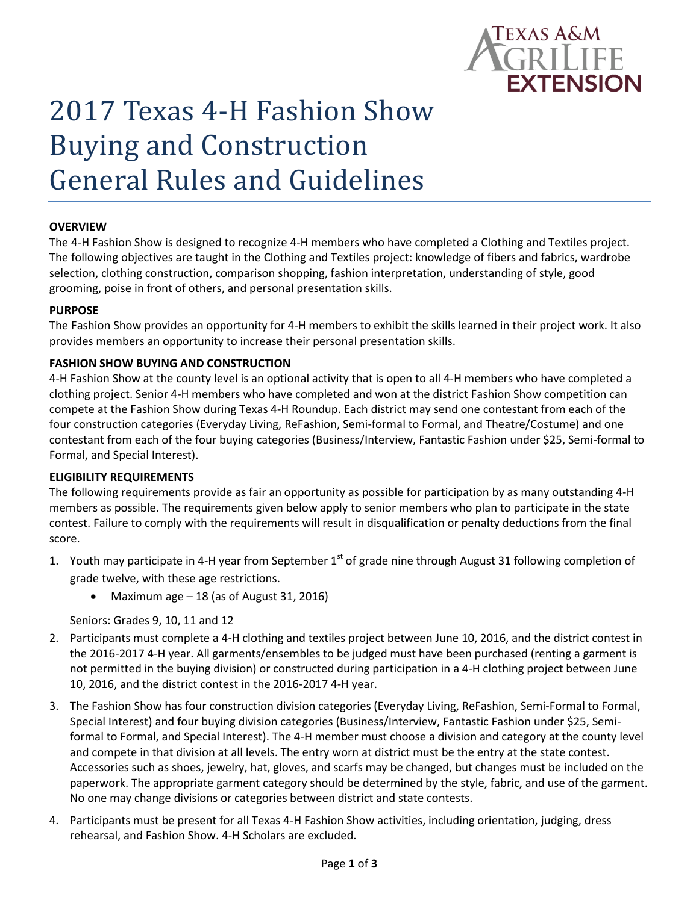# 2017 Texas 4-H Fashion Show Buying and Construction General Rules and Guidelines

**OVERVIEW**

The 4-H Fashion Show is designed to recognize 4-H members who have completed a Clothing and Textiles project. The following objectives are taught in the Clothing and Textiles project: knowledge of fibers and fabrics, wardrobe selection, clothing construction, comparison shopping, fashion interpretation, understanding of style, good grooming, poise in front of others, and personal presentation skills.

**PURPOSE**

The Fashion Show provides an opportunity for 4-H members to exhibit the skills learned in their project work. It also provides members an opportunity to increase their personal presentation skills.

**FASHION SHOW BUYING AND CONSTRUCTION**

4-H Fashion Show at the county level is an optional activity that is open to all 4-H members who have completed a clothing project. Senior 4-H members who have completed and won at the district Fashion Show competition can compete at the Fashion Show during Texas 4-H Roundup. Each district may send one contestant from each of the four construction categories (Everyday Living, ReFashion, Semi-formal to Formal, and Theatre/Costume) and one contestant from each of the four buying categories (Business/Interview, Fantastic Fashion under $25, Semi-formal to Formal, and Special Interest).

**ELIGIBILITY REQUIREMENTS**

The following requirements provide as fair an opportunity as possible for participation by as many outstanding 4-H members as possible. The requirements given below apply to senior members who plan to participate in the state contest. Failure to comply with the requirements will result in disqualification or penalty deductions from the final score.

1. Youth may participate in 4-H year from September 1st of grade nine through August 31 following completion of grade twelve, with these age restrictions.
   - Maximum age – 18 (as of August 31, 2016)

   Seniors: Grades 9, 10, 11 and 12
2. Participants must complete a 4-H clothing and textiles project between June 10, 2016, and the district contest in the 2016-2017 4-H year. All garments/ensembles to be judged must have been purchased (renting a garment is not permitted in the buying division) or constructed during participation in a 4-H clothing project between June 10, 2016, and the district contest in the 2016-2017 4-H year.
3. The Fashion Show has four construction division categories (Everyday Living, ReFashion, Semi-Formal to Formal, Special Interest) and four buying division categories (Business/Interview, Fantastic Fashion under $25, Semi-formal to Formal, and Special Interest). The 4-H member must choose a division and category at the county level and compete in that division at all levels. The entry worn at district must be the entry at the state contest. Accessories such as shoes, jewelry, hat, gloves, and scarfs may be changed, but changes must be included on the paperwork. The appropriate garment category should be determined by the style, fabric, and use of the garment. No one may change divisions or categories between district and state contests.
4. Participants must be present for all Texas 4-H Fashion Show activities, including orientation, judging, dress rehearsal, and Fashion Show. 4-H Scholars are excluded.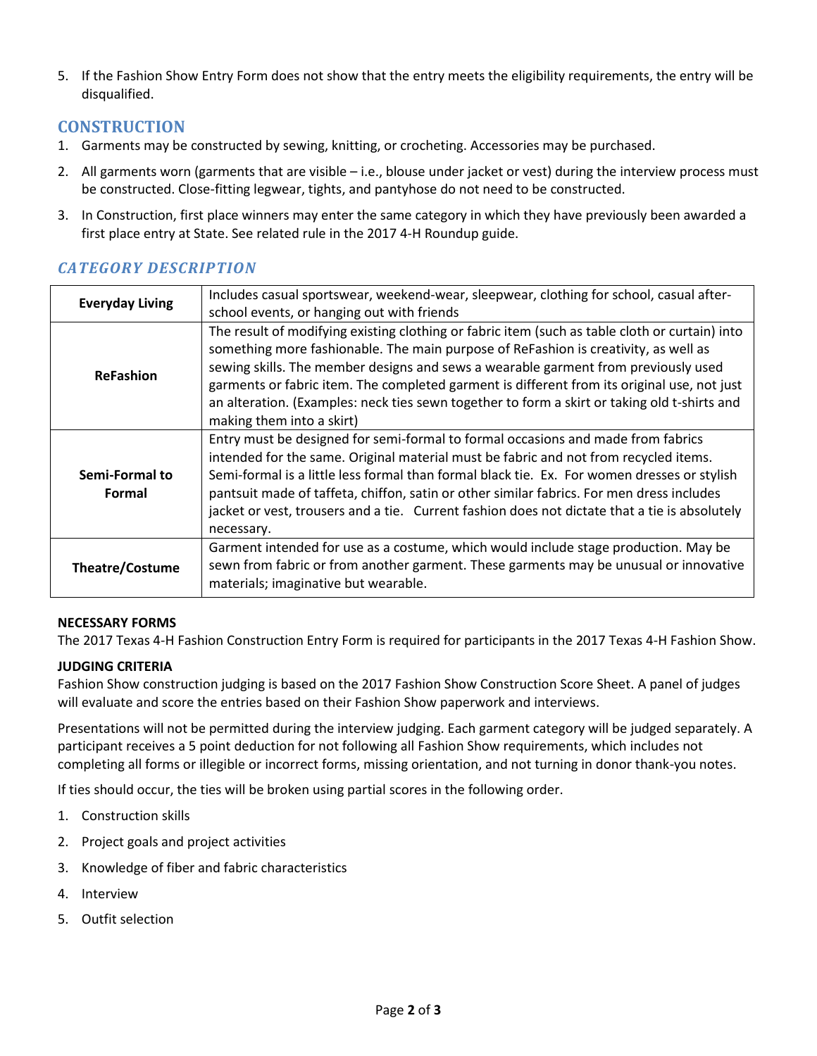5. If the Fashion Show Entry Form does not show that the entry meets the eligibility requirements, the entry will be disqualified.

## CONSTRUCTION

1. Garments may be constructed by sewing, knitting, or crocheting. Accessories may be purchased.
2. All garments worn (garments that are visible – i.e., blouse under jacket or vest) during the interview process must be constructed. Close-fitting legwear, tights, and pantyhose do not need to be constructed.
3. In Construction, first place winners may enter the same category in which they have previously been awarded a first place entry at State. See related rule in the 2017 4-H Roundup guide.

### *CATEGORY DESCRIPTION*

| | |
|---|---|
| **Everyday Living** | Includes casual sportswear, weekend-wear, sleepwear, clothing for school, casual after-school events, or hanging out with friends |
| **ReFashion** | The result of modifying existing clothing or fabric item (such as table cloth or curtain) into something more fashionable. The main purpose of ReFashion is creativity, as well as sewing skills. The member designs and sews a wearable garment from previously used garments or fabric item. The completed garment is different from its original use, not just an alteration. (Examples: neck ties sewn together to form a skirt or taking old t-shirts and making them into a skirt) |
| **Semi-Formal to Formal** | Entry must be designed for semi-formal to formal occasions and made from fabrics intended for the same. Original material must be fabric and not from recycled items. Semi-formal is a little less formal than formal black tie. Ex. For women dresses or stylish pantsuit made of taffeta, chiffon, satin or other similar fabrics. For men dress includes jacket or vest, trousers and a tie. Current fashion does not dictate that a tie is absolutely necessary. |
| **Theatre/Costume** | Garment intended for use as a costume, which would include stage production. May be sewn from fabric or from another garment. These garments may be unusual or innovative materials; imaginative but wearable. |

**NECESSARY FORMS**

The 2017 Texas 4-H Fashion Construction Entry Form is required for participants in the 2017 Texas 4-H Fashion Show.

**JUDGING CRITERIA**

Fashion Show construction judging is based on the 2017 Fashion Show Construction Score Sheet. A panel of judges will evaluate and score the entries based on their Fashion Show paperwork and interviews.

Presentations will not be permitted during the interview judging. Each garment category will be judged separately. A participant receives a 5 point deduction for not following all Fashion Show requirements, which includes not completing all forms or illegible or incorrect forms, missing orientation, and not turning in donor thank-you notes.

If ties should occur, the ties will be broken using partial scores in the following order.

1. Construction skills
2. Project goals and project activities
3. Knowledge of fiber and fabric characteristics
4. Interview
5. Outfit selection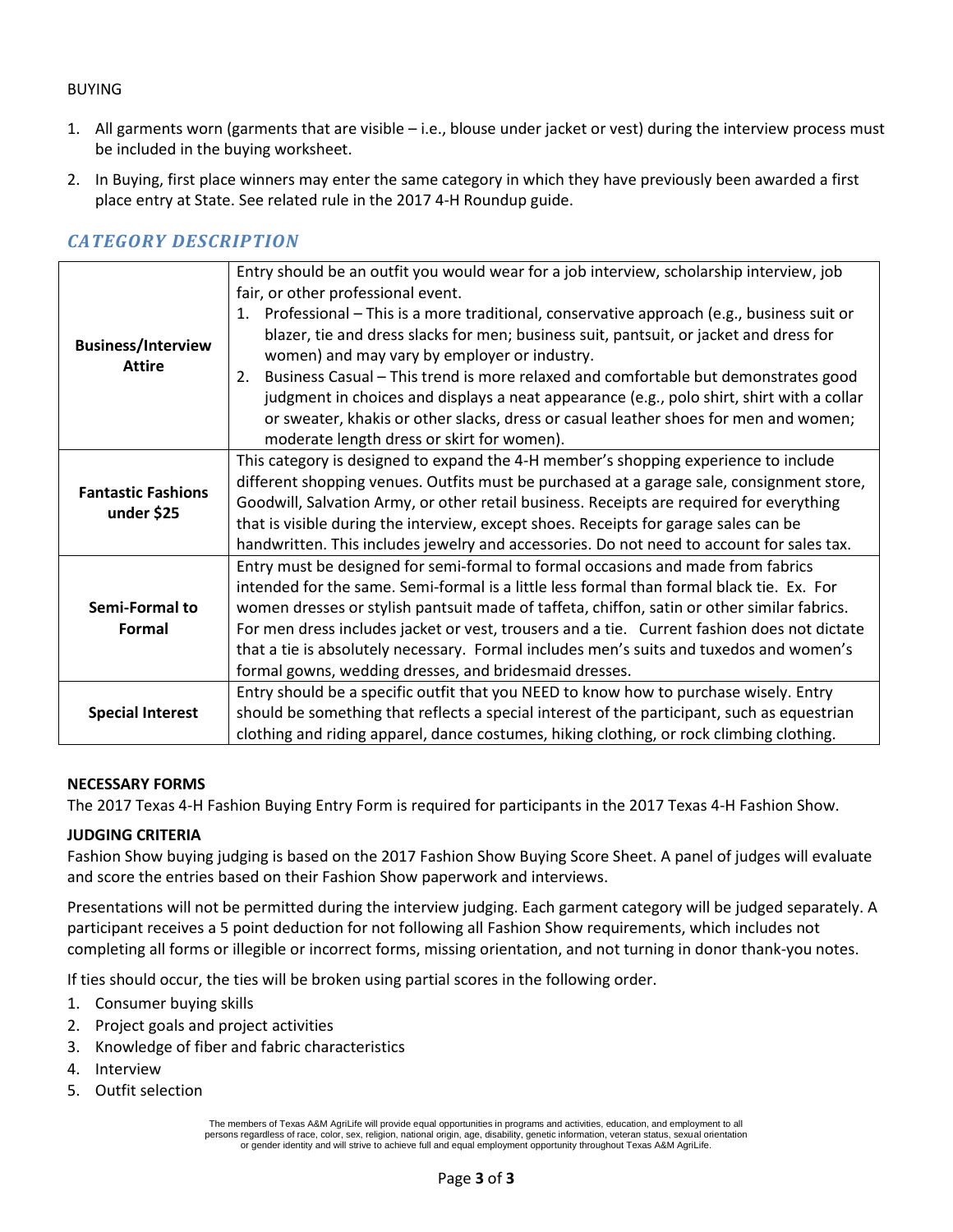BUYING

1. All garments worn (garments that are visible – i.e., blouse under jacket or vest) during the interview process must be included in the buying worksheet.
2. In Buying, first place winners may enter the same category in which they have previously been awarded a first place entry at State. See related rule in the 2017 4-H Roundup guide.

## *CATEGORY DESCRIPTION*

| | |
|---|---|
| **Business/Interview Attire** | Entry should be an outfit you would wear for a job interview, scholarship interview, job fair, or other professional event.<br>1. Professional – This is a more traditional, conservative approach (e.g., business suit or blazer, tie and dress slacks for men; business suit, pantsuit, or jacket and dress for women) and may vary by employer or industry.<br>2. Business Casual – This trend is more relaxed and comfortable but demonstrates good judgment in choices and displays a neat appearance (e.g., polo shirt, shirt with a collar or sweater, khakis or other slacks, dress or casual leather shoes for men and women; moderate length dress or skirt for women). |
| **Fantastic Fashions under $25** | This category is designed to expand the 4-H member's shopping experience to include different shopping venues. Outfits must be purchased at a garage sale, consignment store, Goodwill, Salvation Army, or other retail business. Receipts are required for everything that is visible during the interview, except shoes. Receipts for garage sales can be handwritten. This includes jewelry and accessories. Do not need to account for sales tax. |
| **Semi-Formal to Formal** | Entry must be designed for semi-formal to formal occasions and made from fabrics intended for the same. Semi-formal is a little less formal than formal black tie. Ex. For women dresses or stylish pantsuit made of taffeta, chiffon, satin or other similar fabrics. For men dress includes jacket or vest, trousers and a tie. Current fashion does not dictate that a tie is absolutely necessary. Formal includes men's suits and tuxedos and women's formal gowns, wedding dresses, and bridesmaid dresses. |
| **Special Interest** | Entry should be a specific outfit that you NEED to know how to purchase wisely. Entry should be something that reflects a special interest of the participant, such as equestrian clothing and riding apparel, dance costumes, hiking clothing, or rock climbing clothing. |

**NECESSARY FORMS**

The 2017 Texas 4-H Fashion Buying Entry Form is required for participants in the 2017 Texas 4-H Fashion Show.

**JUDGING CRITERIA**

Fashion Show buying judging is based on the 2017 Fashion Show Buying Score Sheet. A panel of judges will evaluate and score the entries based on their Fashion Show paperwork and interviews.

Presentations will not be permitted during the interview judging. Each garment category will be judged separately. A participant receives a 5 point deduction for not following all Fashion Show requirements, which includes not completing all forms or illegible or incorrect forms, missing orientation, and not turning in donor thank-you notes.

If ties should occur, the ties will be broken using partial scores in the following order.

1. Consumer buying skills
2. Project goals and project activities
3. Knowledge of fiber and fabric characteristics
4. Interview
5. Outfit selection

The members of Texas A&M AgriLife will provide equal opportunities in programs and activities, education, and employment to all persons regardless of race, color, sex, religion, national origin, age, disability, genetic information, veteran status, sexual orientation or gender identity and will strive to achieve full and equal employment opportunity throughout Texas A&M AgriLife.